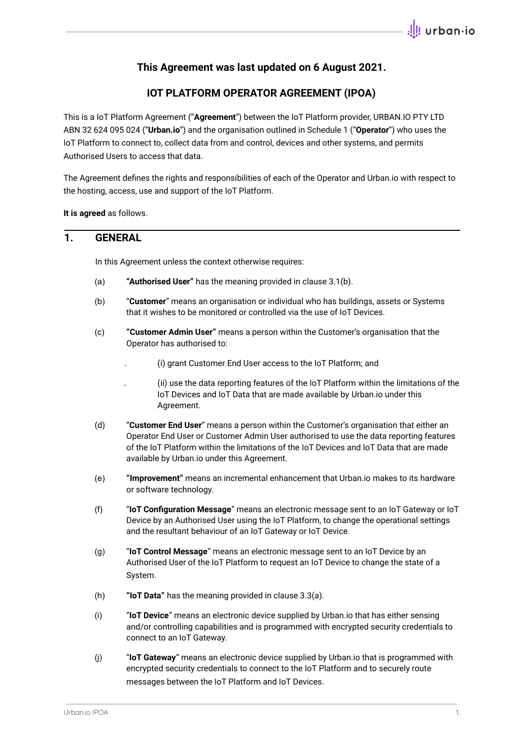**This Agreement was last updated on 6 August 2021.**

## IOT PLATFORM OPERATOR AGREEMENT (IPOA)

This is a IoT Platform Agreement ("**Agreement**") between the IoT Platform provider, URBAN.IO PTY LTD ABN 32 624 095 024 ("**Urban.io**") and the organisation outlined in Schedule 1 ("**Operator**") who uses the IoT Platform to connect to, collect data from and control, devices and other systems, and permits Authorised Users to access that data.

The Agreement defines the rights and responsibilities of each of the Operator and Urban.io with respect to the hosting, access, use and support of the IoT Platform.

**It is agreed** as follows.

## 1. GENERAL

In this Agreement unless the context otherwise requires:

(a) **"Authorised User"** has the meaning provided in clause 3.1(b).

(b) "**Customer**" means an organisation or individual who has buildings, assets or Systems that it wishes to be monitored or controlled via the use of IoT Devices.

(c) **"Customer Admin User"** means a person within the Customer's organisation that the Operator has authorised to:

(i) grant Customer End User access to the IoT Platform; and

(ii) use the data reporting features of the IoT Platform within the limitations of the IoT Devices and IoT Data that are made available by Urban.io under this Agreement.

(d) "**Customer End User**" means a person within the Customer's organisation that either an Operator End User or Customer Admin User authorised to use the data reporting features of the IoT Platform within the limitations of the IoT Devices and IoT Data that are made available by Urban.io under this Agreement.

(e) **"Improvement"** means an incremental enhancement that Urban.io makes to its hardware or software technology.

(f) "**IoT Configuration Message**" means an electronic message sent to an IoT Gateway or IoT Device by an Authorised User using the IoT Platform, to change the operational settings and the resultant behaviour of an IoT Gateway or IoT Device.

(g) "**IoT Control Message**" means an electronic message sent to an IoT Device by an Authorised User of the IoT Platform to request an IoT Device to change the state of a System.

(h) **"IoT Data"** has the meaning provided in clause 3.3(a).

(i) "**IoT Device**" means an electronic device supplied by Urban.io that has either sensing and/or controlling capabilities and is programmed with encrypted security credentials to connect to an IoT Gateway.

(j) "**IoT Gateway**" means an electronic device supplied by Urban.io that is programmed with encrypted security credentials to connect to the IoT Platform and to securely route messages between the IoT Platform and IoT Devices.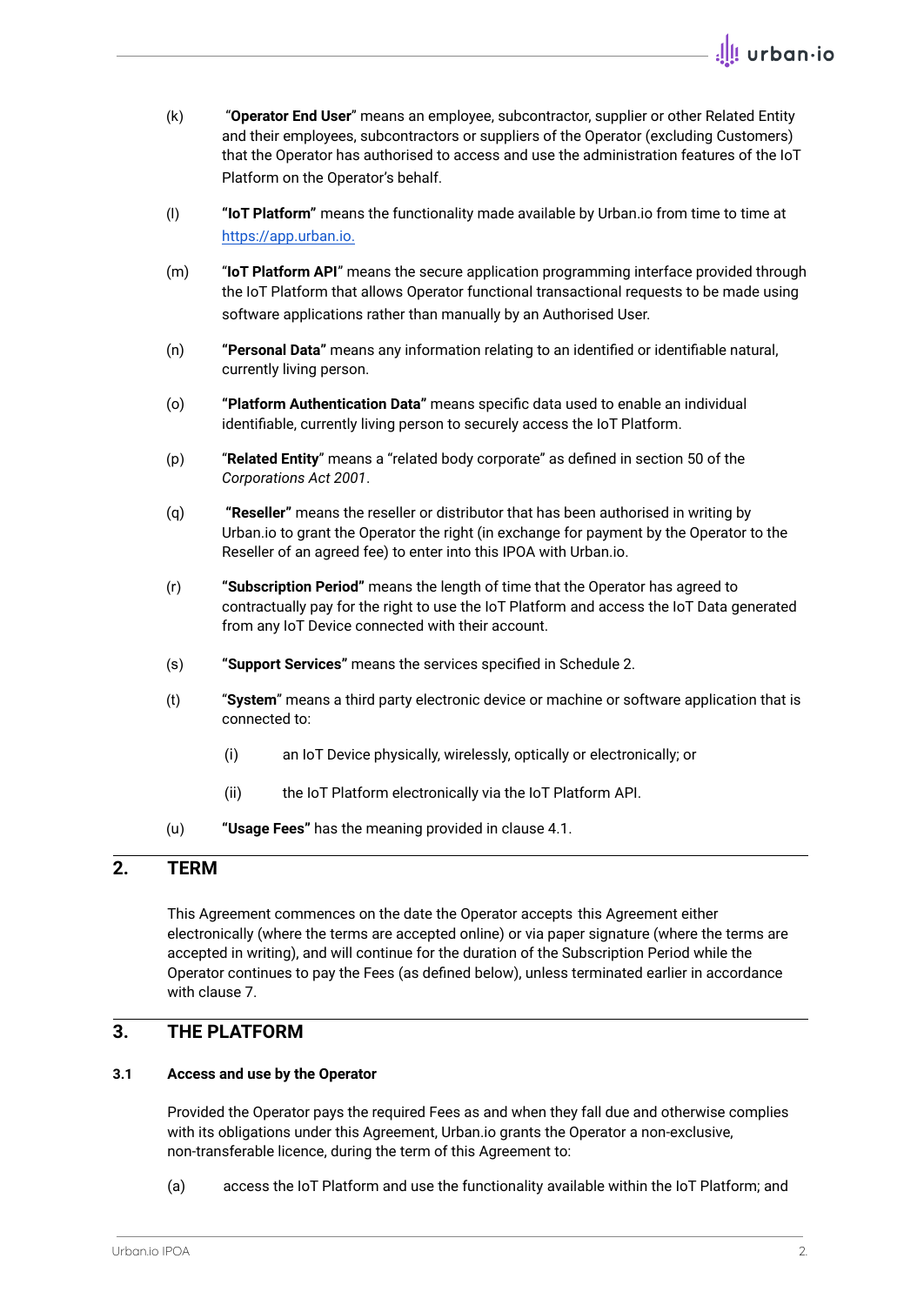(k) "**Operator End User**" means an employee, subcontractor, supplier or other Related Entity and their employees, subcontractors or suppliers of the Operator (excluding Customers) that the Operator has authorised to access and use the administration features of the IoT Platform on the Operator's behalf.

(l) **"IoT Platform"** means the functionality made available by Urban.io from time to time at https://app.urban.io.

(m) "**IoT Platform API**" means the secure application programming interface provided through the IoT Platform that allows Operator functional transactional requests to be made using software applications rather than manually by an Authorised User.

(n) **"Personal Data"** means any information relating to an identified or identifiable natural, currently living person.

(o) **"Platform Authentication Data"** means specific data used to enable an individual identifiable, currently living person to securely access the IoT Platform.

(p) "**Related Entity**" means a "related body corporate" as defined in section 50 of the *Corporations Act 2001*.

(q) "**Reseller**" means the reseller or distributor that has been authorised in writing by Urban.io to grant the Operator the right (in exchange for payment by the Operator to the Reseller of an agreed fee) to enter into this IPOA with Urban.io.

(r) **"Subscription Period"** means the length of time that the Operator has agreed to contractually pay for the right to use the IoT Platform and access the IoT Data generated from any IoT Device connected with their account.

(s) **"Support Services"** means the services specified in Schedule 2.

(t) "**System**" means a third party electronic device or machine or software application that is connected to:

  (i) an IoT Device physically, wirelessly, optically or electronically; or

  (ii) the IoT Platform electronically via the IoT Platform API.

(u) **"Usage Fees"** has the meaning provided in clause 4.1.

## 2. TERM

This Agreement commences on the date the Operator accepts this Agreement either electronically (where the terms are accepted online) or via paper signature (where the terms are accepted in writing), and will continue for the duration of the Subscription Period while the Operator continues to pay the Fees (as defined below), unless terminated earlier in accordance with clause 7.

## 3. THE PLATFORM

### 3.1 Access and use by the Operator

Provided the Operator pays the required Fees as and when they fall due and otherwise complies with its obligations under this Agreement, Urban.io grants the Operator a non-exclusive, non-transferable licence, during the term of this Agreement to:

(a) access the IoT Platform and use the functionality available within the IoT Platform; and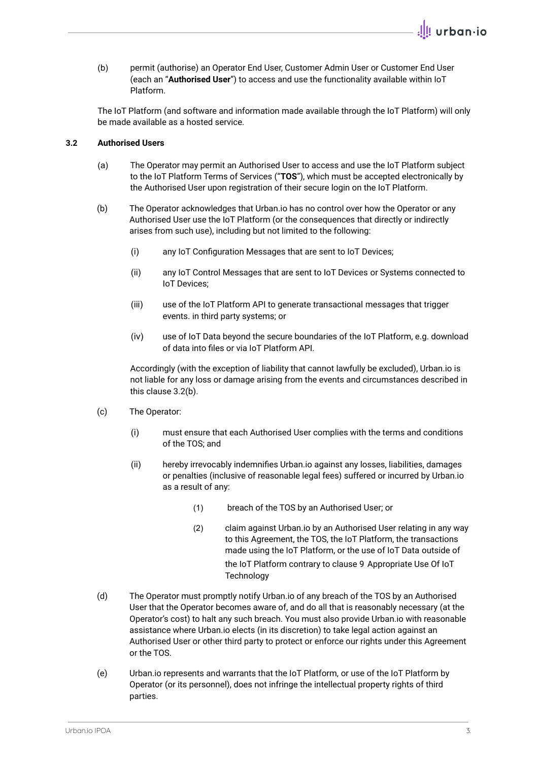(b) permit (authorise) an Operator End User, Customer Admin User or Customer End User (each an "**Authorised User**") to access and use the functionality available within IoT Platform.

The IoT Platform (and software and information made available through the IoT Platform) will only be made available as a hosted service.

### 3.2 Authorised Users

(a) The Operator may permit an Authorised User to access and use the IoT Platform subject to the IoT Platform Terms of Services ("**TOS**"), which must be accepted electronically by the Authorised User upon registration of their secure login on the IoT Platform.

(b) The Operator acknowledges that Urban.io has no control over how the Operator or any Authorised User use the IoT Platform (or the consequences that directly or indirectly arises from such use), including but not limited to the following:

(i) any IoT Configuration Messages that are sent to IoT Devices;

(ii) any IoT Control Messages that are sent to IoT Devices or Systems connected to IoT Devices;

(iii) use of the IoT Platform API to generate transactional messages that trigger events. in third party systems; or

(iv) use of IoT Data beyond the secure boundaries of the IoT Platform, e.g. download of data into files or via IoT Platform API.

Accordingly (with the exception of liability that cannot lawfully be excluded), Urban.io is not liable for any loss or damage arising from the events and circumstances described in this clause 3.2(b).

(c) The Operator:

(i) must ensure that each Authorised User complies with the terms and conditions of the TOS; and

(ii) hereby irrevocably indemnifies Urban.io against any losses, liabilities, damages or penalties (inclusive of reasonable legal fees) suffered or incurred by Urban.io as a result of any:

(1) breach of the TOS by an Authorised User; or

(2) claim against Urban.io by an Authorised User relating in any way to this Agreement, the TOS, the IoT Platform, the transactions made using the IoT Platform, or the use of IoT Data outside of the IoT Platform contrary to clause 9 Appropriate Use Of IoT Technology

(d) The Operator must promptly notify Urban.io of any breach of the TOS by an Authorised User that the Operator becomes aware of, and do all that is reasonably necessary (at the Operator's cost) to halt any such breach. You must also provide Urban.io with reasonable assistance where Urban.io elects (in its discretion) to take legal action against an Authorised User or other third party to protect or enforce our rights under this Agreement or the TOS.

(e) Urban.io represents and warrants that the IoT Platform, or use of the IoT Platform by Operator (or its personnel), does not infringe the intellectual property rights of third parties.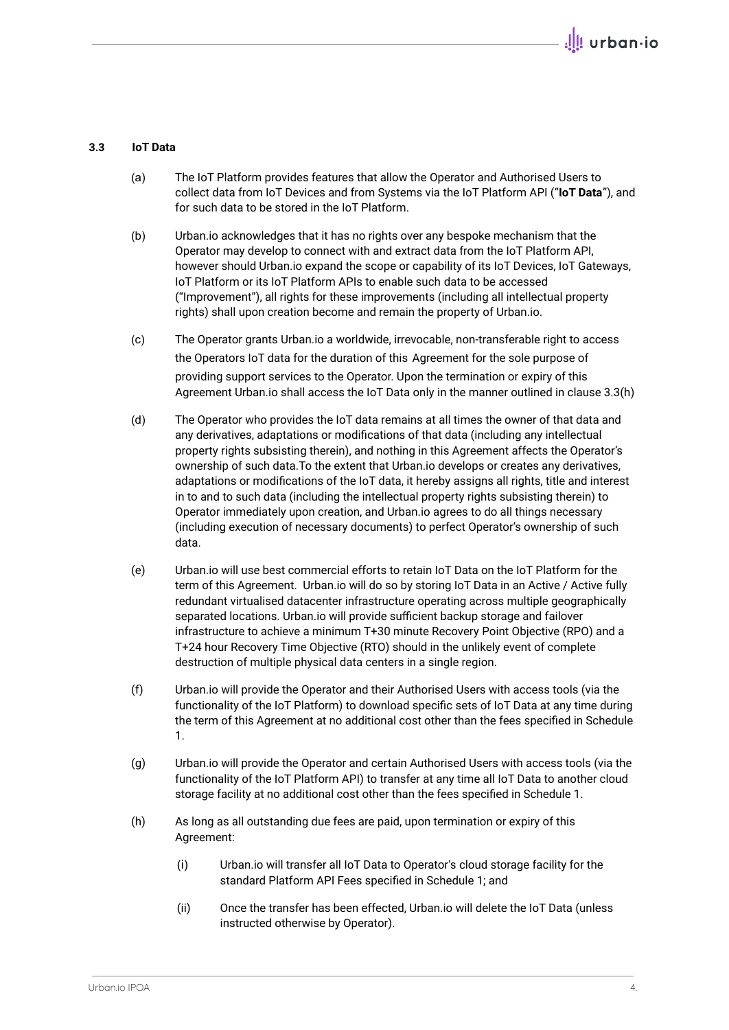**3.3 IoT Data**

(a) The IoT Platform provides features that allow the Operator and Authorised Users to collect data from IoT Devices and from Systems via the IoT Platform API ("**IoT Data**"), and for such data to be stored in the IoT Platform.

(b) Urban.io acknowledges that it has no rights over any bespoke mechanism that the Operator may develop to connect with and extract data from the IoT Platform API, however should Urban.io expand the scope or capability of its IoT Devices, IoT Gateways, IoT Platform or its IoT Platform APIs to enable such data to be accessed ("Improvement"), all rights for these improvements (including all intellectual property rights) shall upon creation become and remain the property of Urban.io.

(c) The Operator grants Urban.io a worldwide, irrevocable, non-transferable right to access the Operators IoT data for the duration of this Agreement for the sole purpose of providing support services to the Operator. Upon the termination or expiry of this Agreement Urban.io shall access the IoT Data only in the manner outlined in clause 3.3(h)

(d) The Operator who provides the IoT data remains at all times the owner of that data and any derivatives, adaptations or modifications of that data (including any intellectual property rights subsisting therein), and nothing in this Agreement affects the Operator's ownership of such data.To the extent that Urban.io develops or creates any derivatives, adaptations or modifications of the IoT data, it hereby assigns all rights, title and interest in to and to such data (including the intellectual property rights subsisting therein) to Operator immediately upon creation, and Urban.io agrees to do all things necessary (including execution of necessary documents) to perfect Operator's ownership of such data.

(e) Urban.io will use best commercial efforts to retain IoT Data on the IoT Platform for the term of this Agreement. Urban.io will do so by storing IoT Data in an Active / Active fully redundant virtualised datacenter infrastructure operating across multiple geographically separated locations. Urban.io will provide sufficient backup storage and failover infrastructure to achieve a minimum T+30 minute Recovery Point Objective (RPO) and a T+24 hour Recovery Time Objective (RTO) should in the unlikely event of complete destruction of multiple physical data centers in a single region.

(f) Urban.io will provide the Operator and their Authorised Users with access tools (via the functionality of the IoT Platform) to download specific sets of IoT Data at any time during the term of this Agreement at no additional cost other than the fees specified in Schedule 1.

(g) Urban.io will provide the Operator and certain Authorised Users with access tools (via the functionality of the IoT Platform API) to transfer at any time all IoT Data to another cloud storage facility at no additional cost other than the fees specified in Schedule 1.

(h) As long as all outstanding due fees are paid, upon termination or expiry of this Agreement:

(i) Urban.io will transfer all IoT Data to Operator's cloud storage facility for the standard Platform API Fees specified in Schedule 1; and

(ii) Once the transfer has been effected, Urban.io will delete the IoT Data (unless instructed otherwise by Operator).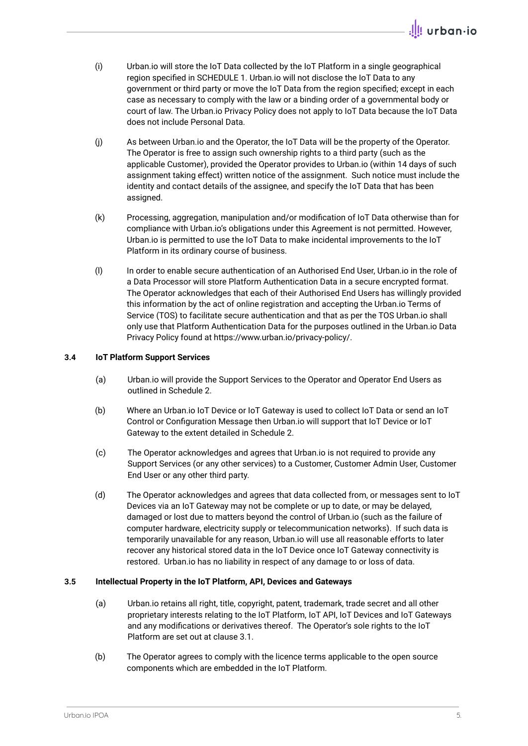(i) Urban.io will store the IoT Data collected by the IoT Platform in a single geographical region specified in SCHEDULE 1. Urban.io will not disclose the IoT Data to any government or third party or move the IoT Data from the region specified; except in each case as necessary to comply with the law or a binding order of a governmental body or court of law. The Urban.io Privacy Policy does not apply to IoT Data because the IoT Data does not include Personal Data.

(j) As between Urban.io and the Operator, the IoT Data will be the property of the Operator. The Operator is free to assign such ownership rights to a third party (such as the applicable Customer), provided the Operator provides to Urban.io (within 14 days of such assignment taking effect) written notice of the assignment. Such notice must include the identity and contact details of the assignee, and specify the IoT Data that has been assigned.

(k) Processing, aggregation, manipulation and/or modification of IoT Data otherwise than for compliance with Urban.io's obligations under this Agreement is not permitted. However, Urban.io is permitted to use the IoT Data to make incidental improvements to the IoT Platform in its ordinary course of business.

(l) In order to enable secure authentication of an Authorised End User, Urban.io in the role of a Data Processor will store Platform Authentication Data in a secure encrypted format. The Operator acknowledges that each of their Authorised End Users has willingly provided this information by the act of online registration and accepting the Urban.io Terms of Service (TOS) to facilitate secure authentication and that as per the TOS Urban.io shall only use that Platform Authentication Data for the purposes outlined in the Urban.io Data Privacy Policy found at https://www.urban.io/privacy-policy/.

**3.4 IoT Platform Support Services**

(a) Urban.io will provide the Support Services to the Operator and Operator End Users as outlined in Schedule 2.

(b) Where an Urban.io IoT Device or IoT Gateway is used to collect IoT Data or send an IoT Control or Configuration Message then Urban.io will support that IoT Device or IoT Gateway to the extent detailed in Schedule 2.

(c) The Operator acknowledges and agrees that Urban.io is not required to provide any Support Services (or any other services) to a Customer, Customer Admin User, Customer End User or any other third party.

(d) The Operator acknowledges and agrees that data collected from, or messages sent to IoT Devices via an IoT Gateway may not be complete or up to date, or may be delayed, damaged or lost due to matters beyond the control of Urban.io (such as the failure of computer hardware, electricity supply or telecommunication networks). If such data is temporarily unavailable for any reason, Urban.io will use all reasonable efforts to later recover any historical stored data in the IoT Device once IoT Gateway connectivity is restored. Urban.io has no liability in respect of any damage to or loss of data.

**3.5 Intellectual Property in the IoT Platform, API, Devices and Gateways**

(a) Urban.io retains all right, title, copyright, patent, trademark, trade secret and all other proprietary interests relating to the IoT Platform, IoT API, IoT Devices and IoT Gateways and any modifications or derivatives thereof. The Operator's sole rights to the IoT Platform are set out at clause 3.1.

(b) The Operator agrees to comply with the licence terms applicable to the open source components which are embedded in the IoT Platform.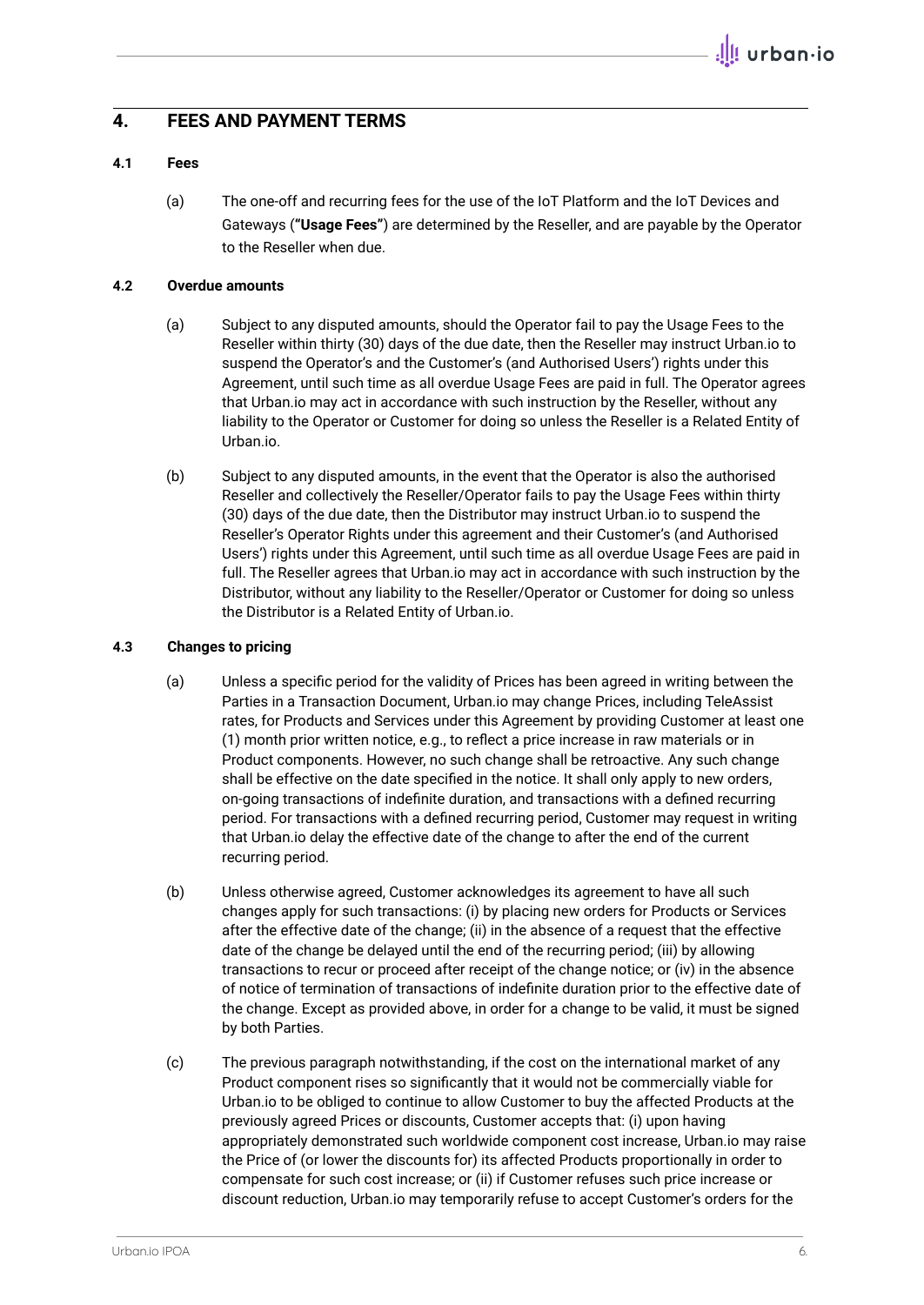## 4. FEES AND PAYMENT TERMS

### 4.1 Fees

(a) The one-off and recurring fees for the use of the IoT Platform and the IoT Devices and Gateways (**"Usage Fees"**) are determined by the Reseller, and are payable by the Operator to the Reseller when due.

### 4.2 Overdue amounts

(a) Subject to any disputed amounts, should the Operator fail to pay the Usage Fees to the Reseller within thirty (30) days of the due date, then the Reseller may instruct Urban.io to suspend the Operator's and the Customer's (and Authorised Users') rights under this Agreement, until such time as all overdue Usage Fees are paid in full. The Operator agrees that Urban.io may act in accordance with such instruction by the Reseller, without any liability to the Operator or Customer for doing so unless the Reseller is a Related Entity of Urban.io.

(b) Subject to any disputed amounts, in the event that the Operator is also the authorised Reseller and collectively the Reseller/Operator fails to pay the Usage Fees within thirty (30) days of the due date, then the Distributor may instruct Urban.io to suspend the Reseller's Operator Rights under this agreement and their Customer's (and Authorised Users') rights under this Agreement, until such time as all overdue Usage Fees are paid in full. The Reseller agrees that Urban.io may act in accordance with such instruction by the Distributor, without any liability to the Reseller/Operator or Customer for doing so unless the Distributor is a Related Entity of Urban.io.

### 4.3 Changes to pricing

(a) Unless a specific period for the validity of Prices has been agreed in writing between the Parties in a Transaction Document, Urban.io may change Prices, including TeleAssist rates, for Products and Services under this Agreement by providing Customer at least one (1) month prior written notice, e.g., to reflect a price increase in raw materials or in Product components. However, no such change shall be retroactive. Any such change shall be effective on the date specified in the notice. It shall only apply to new orders, on-going transactions of indefinite duration, and transactions with a defined recurring period. For transactions with a defined recurring period, Customer may request in writing that Urban.io delay the effective date of the change to after the end of the current recurring period.

(b) Unless otherwise agreed, Customer acknowledges its agreement to have all such changes apply for such transactions: (i) by placing new orders for Products or Services after the effective date of the change; (ii) in the absence of a request that the effective date of the change be delayed until the end of the recurring period; (iii) by allowing transactions to recur or proceed after receipt of the change notice; or (iv) in the absence of notice of termination of transactions of indefinite duration prior to the effective date of the change. Except as provided above, in order for a change to be valid, it must be signed by both Parties.

(c) The previous paragraph notwithstanding, if the cost on the international market of any Product component rises so significantly that it would not be commercially viable for Urban.io to be obliged to continue to allow Customer to buy the affected Products at the previously agreed Prices or discounts, Customer accepts that: (i) upon having appropriately demonstrated such worldwide component cost increase, Urban.io may raise the Price of (or lower the discounts for) its affected Products proportionally in order to compensate for such cost increase; or (ii) if Customer refuses such price increase or discount reduction, Urban.io may temporarily refuse to accept Customer's orders for the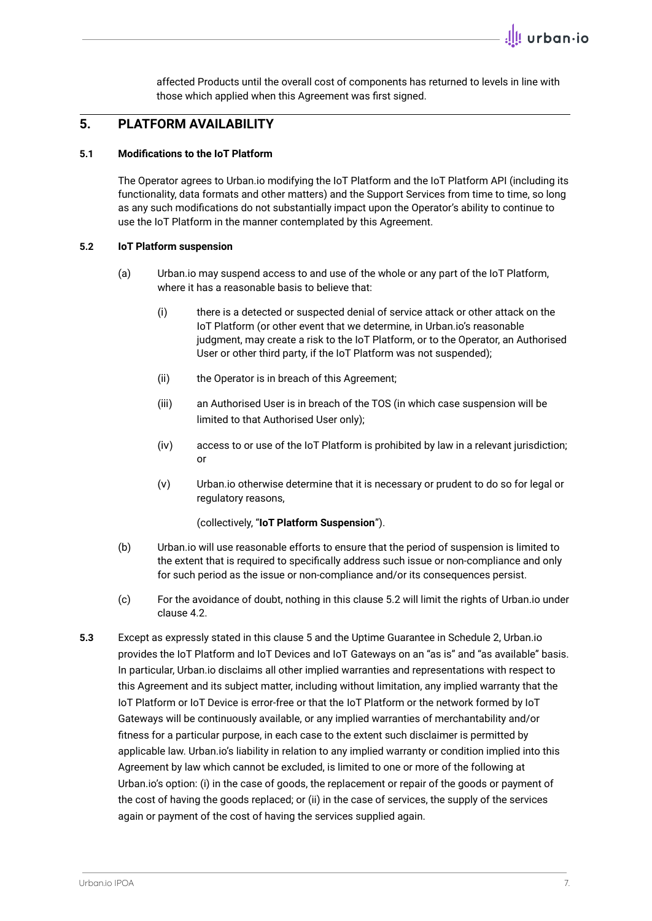affected Products until the overall cost of components has returned to levels in line with those which applied when this Agreement was first signed.

## 5. PLATFORM AVAILABILITY

### 5.1 Modifications to the IoT Platform

The Operator agrees to Urban.io modifying the IoT Platform and the IoT Platform API (including its functionality, data formats and other matters) and the Support Services from time to time, so long as any such modifications do not substantially impact upon the Operator's ability to continue to use the IoT Platform in the manner contemplated by this Agreement.

### 5.2 IoT Platform suspension

(a) Urban.io may suspend access to and use of the whole or any part of the IoT Platform, where it has a reasonable basis to believe that:

(i) there is a detected or suspected denial of service attack or other attack on the IoT Platform (or other event that we determine, in Urban.io's reasonable judgment, may create a risk to the IoT Platform, or to the Operator, an Authorised User or other third party, if the IoT Platform was not suspended);

(ii) the Operator is in breach of this Agreement;

(iii) an Authorised User is in breach of the TOS (in which case suspension will be limited to that Authorised User only);

(iv) access to or use of the IoT Platform is prohibited by law in a relevant jurisdiction; or

(v) Urban.io otherwise determine that it is necessary or prudent to do so for legal or regulatory reasons,

(collectively, "**IoT Platform Suspension**").

(b) Urban.io will use reasonable efforts to ensure that the period of suspension is limited to the extent that is required to specifically address such issue or non-compliance and only for such period as the issue or non-compliance and/or its consequences persist.

(c) For the avoidance of doubt, nothing in this clause 5.2 will limit the rights of Urban.io under clause 4.2.

**5.3** Except as expressly stated in this clause 5 and the Uptime Guarantee in Schedule 2, Urban.io provides the IoT Platform and IoT Devices and IoT Gateways on an "as is" and "as available" basis. In particular, Urban.io disclaims all other implied warranties and representations with respect to this Agreement and its subject matter, including without limitation, any implied warranty that the IoT Platform or IoT Device is error-free or that the IoT Platform or the network formed by IoT Gateways will be continuously available, or any implied warranties of merchantability and/or fitness for a particular purpose, in each case to the extent such disclaimer is permitted by applicable law. Urban.io's liability in relation to any implied warranty or condition implied into this Agreement by law which cannot be excluded, is limited to one or more of the following at Urban.io's option: (i) in the case of goods, the replacement or repair of the goods or payment of the cost of having the goods replaced; or (ii) in the case of services, the supply of the services again or payment of the cost of having the services supplied again.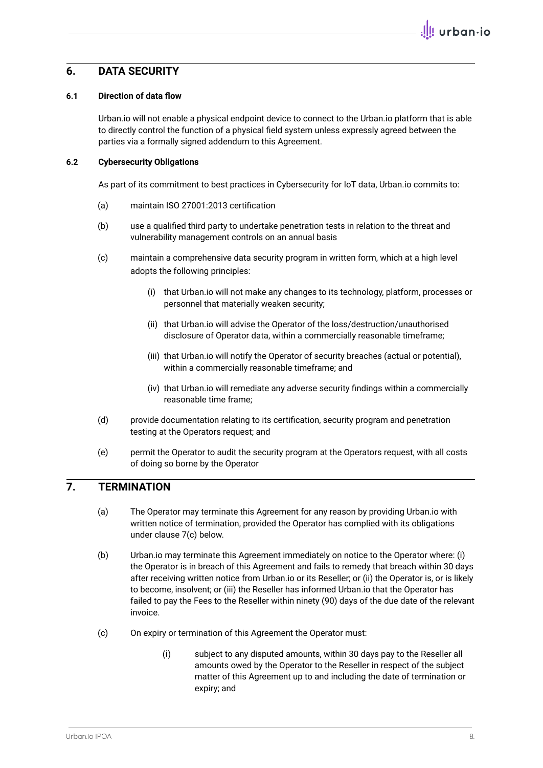## 6. DATA SECURITY

### 6.1 Direction of data flow

Urban.io will not enable a physical endpoint device to connect to the Urban.io platform that is able to directly control the function of a physical field system unless expressly agreed between the parties via a formally signed addendum to this Agreement.

### 6.2 Cybersecurity Obligations

As part of its commitment to best practices in Cybersecurity for IoT data, Urban.io commits to:

(a) maintain ISO 27001:2013 certification

(b) use a qualified third party to undertake penetration tests in relation to the threat and vulnerability management controls on an annual basis

(c) maintain a comprehensive data security program in written form, which at a high level adopts the following principles:

- (i) that Urban.io will not make any changes to its technology, platform, processes or personnel that materially weaken security;
- (ii) that Urban.io will advise the Operator of the loss/destruction/unauthorised disclosure of Operator data, within a commercially reasonable timeframe;
- (iii) that Urban.io will notify the Operator of security breaches (actual or potential), within a commercially reasonable timeframe; and
- (iv) that Urban.io will remediate any adverse security findings within a commercially reasonable time frame;

(d) provide documentation relating to its certification, security program and penetration testing at the Operators request; and

(e) permit the Operator to audit the security program at the Operators request, with all costs of doing so borne by the Operator

## 7. TERMINATION

(a) The Operator may terminate this Agreement for any reason by providing Urban.io with written notice of termination, provided the Operator has complied with its obligations under clause 7(c) below.

(b) Urban.io may terminate this Agreement immediately on notice to the Operator where: (i) the Operator is in breach of this Agreement and fails to remedy that breach within 30 days after receiving written notice from Urban.io or its Reseller; or (ii) the Operator is, or is likely to become, insolvent; or (iii) the Reseller has informed Urban.io that the Operator has failed to pay the Fees to the Reseller within ninety (90) days of the due date of the relevant invoice.

(c) On expiry or termination of this Agreement the Operator must:

- (i) subject to any disputed amounts, within 30 days pay to the Reseller all amounts owed by the Operator to the Reseller in respect of the subject matter of this Agreement up to and including the date of termination or expiry; and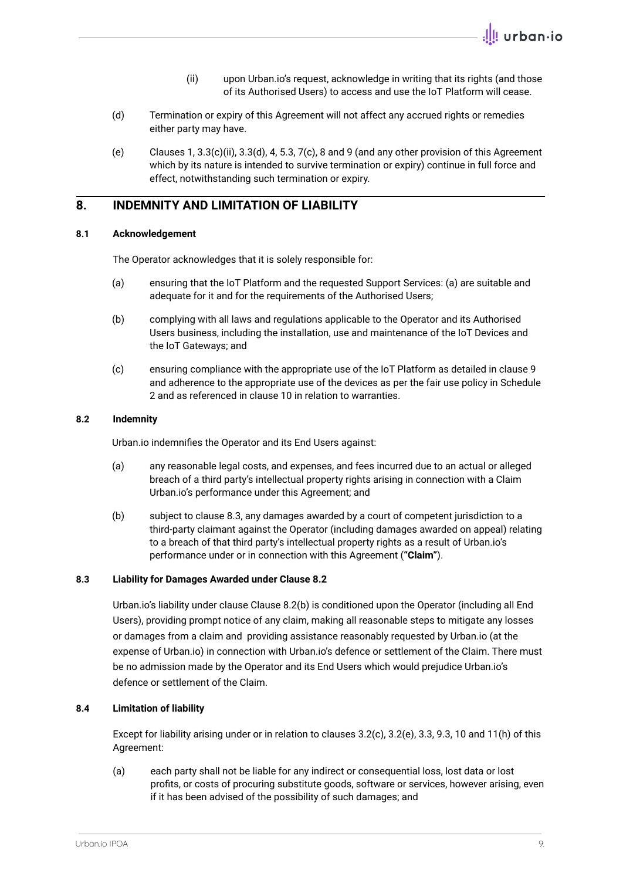(ii) upon Urban.io's request, acknowledge in writing that its rights (and those of its Authorised Users) to access and use the IoT Platform will cease.

(d) Termination or expiry of this Agreement will not affect any accrued rights or remedies either party may have.

(e) Clauses 1, 3.3(c)(ii), 3.3(d), 4, 5.3, 7(c), 8 and 9 (and any other provision of this Agreement which by its nature is intended to survive termination or expiry) continue in full force and effect, notwithstanding such termination or expiry.

## 8. INDEMNITY AND LIMITATION OF LIABILITY

### 8.1 Acknowledgement

The Operator acknowledges that it is solely responsible for:

(a) ensuring that the IoT Platform and the requested Support Services: (a) are suitable and adequate for it and for the requirements of the Authorised Users;

(b) complying with all laws and regulations applicable to the Operator and its Authorised Users business, including the installation, use and maintenance of the IoT Devices and the IoT Gateways; and

(c) ensuring compliance with the appropriate use of the IoT Platform as detailed in clause 9 and adherence to the appropriate use of the devices as per the fair use policy in Schedule 2 and as referenced in clause 10 in relation to warranties.

### 8.2 Indemnity

Urban.io indemnifies the Operator and its End Users against:

(a) any reasonable legal costs, and expenses, and fees incurred due to an actual or alleged breach of a third party's intellectual property rights arising in connection with a Claim Urban.io's performance under this Agreement; and

(b) subject to clause 8.3, any damages awarded by a court of competent jurisdiction to a third-party claimant against the Operator (including damages awarded on appeal) relating to a breach of that third party's intellectual property rights as a result of Urban.io's performance under or in connection with this Agreement (**"Claim"**).

### 8.3 Liability for Damages Awarded under Clause 8.2

Urban.io's liability under clause Clause 8.2(b) is conditioned upon the Operator (including all End Users), providing prompt notice of any claim, making all reasonable steps to mitigate any losses or damages from a claim and providing assistance reasonably requested by Urban.io (at the expense of Urban.io) in connection with Urban.io's defence or settlement of the Claim. There must be no admission made by the Operator and its End Users which would prejudice Urban.io's defence or settlement of the Claim.

### 8.4 Limitation of liability

Except for liability arising under or in relation to clauses 3.2(c), 3.2(e), 3.3, 9.3, 10 and 11(h) of this Agreement:

(a) each party shall not be liable for any indirect or consequential loss, lost data or lost profits, or costs of procuring substitute goods, software or services, however arising, even if it has been advised of the possibility of such damages; and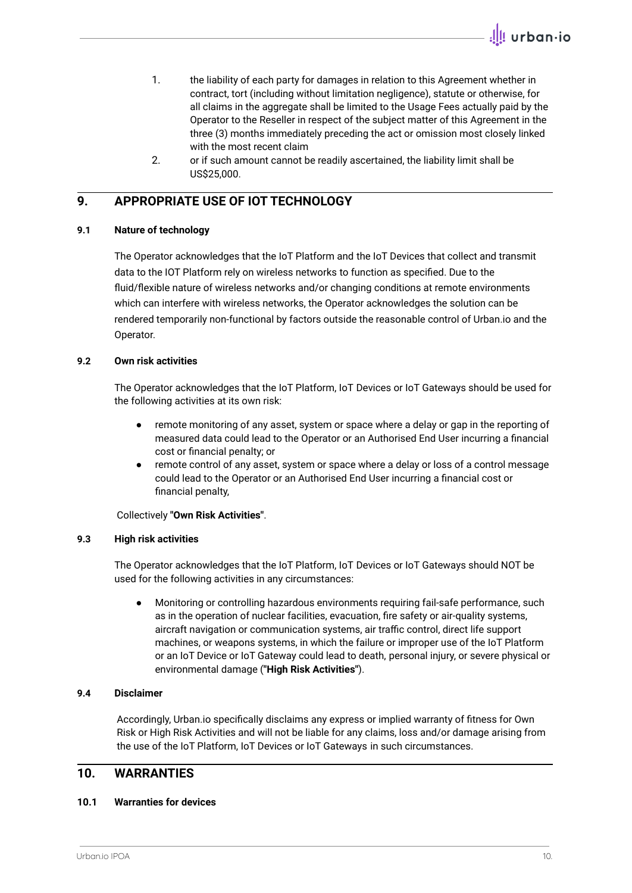1. the liability of each party for damages in relation to this Agreement whether in contract, tort (including without limitation negligence), statute or otherwise, for all claims in the aggregate shall be limited to the Usage Fees actually paid by the Operator to the Reseller in respect of the subject matter of this Agreement in the three (3) months immediately preceding the act or omission most closely linked with the most recent claim
2. or if such amount cannot be readily ascertained, the liability limit shall be US$25,000.

## 9. APPROPRIATE USE OF IOT TECHNOLOGY

### 9.1 Nature of technology

The Operator acknowledges that the IoT Platform and the IoT Devices that collect and transmit data to the IOT Platform rely on wireless networks to function as specified. Due to the fluid/flexible nature of wireless networks and/or changing conditions at remote environments which can interfere with wireless networks, the Operator acknowledges the solution can be rendered temporarily non-functional by factors outside the reasonable control of Urban.io and the Operator.

### 9.2 Own risk activities

The Operator acknowledges that the IoT Platform, IoT Devices or IoT Gateways should be used for the following activities at its own risk:

- remote monitoring of any asset, system or space where a delay or gap in the reporting of measured data could lead to the Operator or an Authorised End User incurring a financial cost or financial penalty; or
- remote control of any asset, system or space where a delay or loss of a control message could lead to the Operator or an Authorised End User incurring a financial cost or financial penalty,

Collectively "**Own Risk Activities**".

### 9.3 High risk activities

The Operator acknowledges that the IoT Platform, IoT Devices or IoT Gateways should NOT be used for the following activities in any circumstances:

- Monitoring or controlling hazardous environments requiring fail-safe performance, such as in the operation of nuclear facilities, evacuation, fire safety or air-quality systems, aircraft navigation or communication systems, air traffic control, direct life support machines, or weapons systems, in which the failure or improper use of the IoT Platform or an IoT Device or IoT Gateway could lead to death, personal injury, or severe physical or environmental damage ("**High Risk Activities**").

### 9.4 Disclaimer

Accordingly, Urban.io specifically disclaims any express or implied warranty of fitness for Own Risk or High Risk Activities and will not be liable for any claims, loss and/or damage arising from the use of the IoT Platform, IoT Devices or IoT Gateways in such circumstances.

## 10. WARRANTIES

### 10.1 Warranties for devices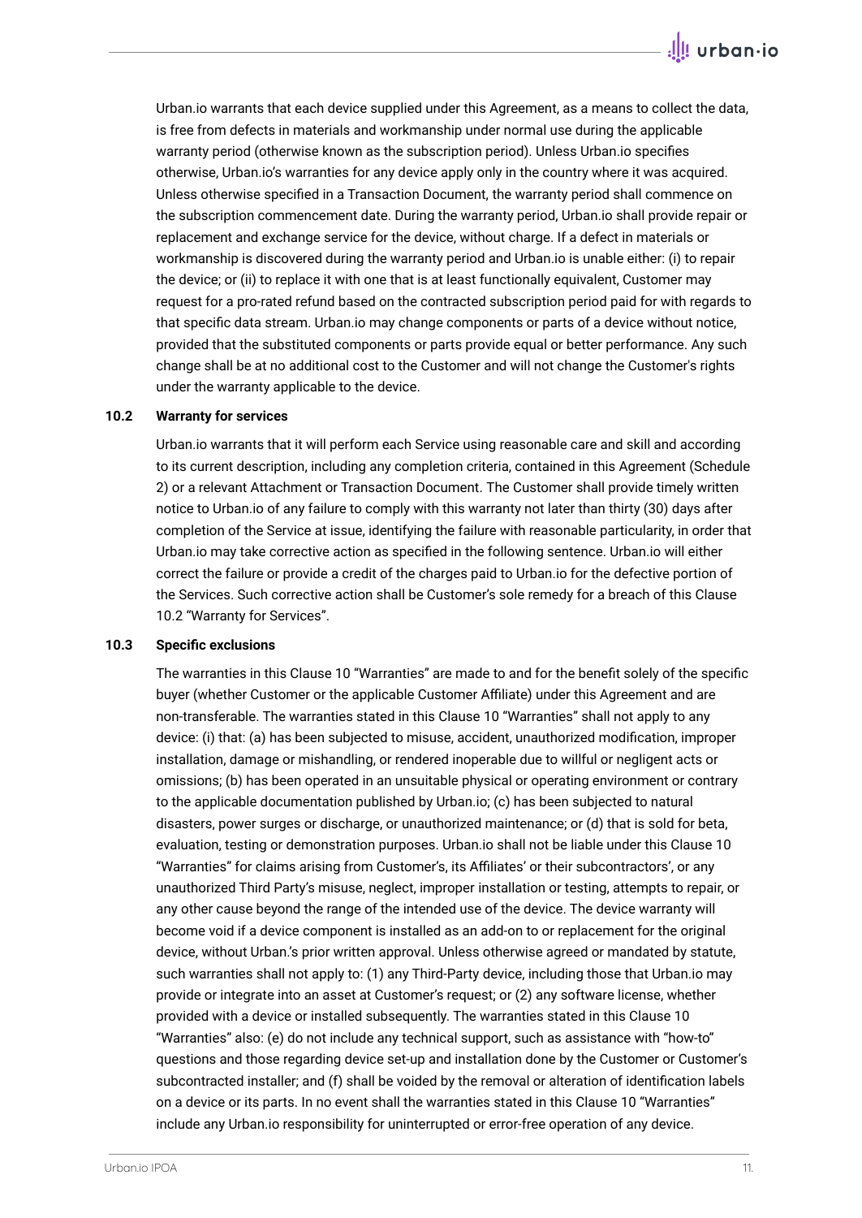Urban.io warrants that each device supplied under this Agreement, as a means to collect the data, is free from defects in materials and workmanship under normal use during the applicable warranty period (otherwise known as the subscription period). Unless Urban.io specifies otherwise, Urban.io's warranties for any device apply only in the country where it was acquired. Unless otherwise specified in a Transaction Document, the warranty period shall commence on the subscription commencement date. During the warranty period, Urban.io shall provide repair or replacement and exchange service for the device, without charge. If a defect in materials or workmanship is discovered during the warranty period and Urban.io is unable either: (i) to repair the device; or (ii) to replace it with one that is at least functionally equivalent, Customer may request for a pro-rated refund based on the contracted subscription period paid for with regards to that specific data stream. Urban.io may change components or parts of a device without notice, provided that the substituted components or parts provide equal or better performance. Any such change shall be at no additional cost to the Customer and will not change the Customer's rights under the warranty applicable to the device.

**10.2 Warranty for services**

Urban.io warrants that it will perform each Service using reasonable care and skill and according to its current description, including any completion criteria, contained in this Agreement (Schedule 2) or a relevant Attachment or Transaction Document. The Customer shall provide timely written notice to Urban.io of any failure to comply with this warranty not later than thirty (30) days after completion of the Service at issue, identifying the failure with reasonable particularity, in order that Urban.io may take corrective action as specified in the following sentence. Urban.io will either correct the failure or provide a credit of the charges paid to Urban.io for the defective portion of the Services. Such corrective action shall be Customer's sole remedy for a breach of this Clause 10.2 "Warranty for Services".

**10.3 Specific exclusions**

The warranties in this Clause 10 "Warranties" are made to and for the benefit solely of the specific buyer (whether Customer or the applicable Customer Affiliate) under this Agreement and are non-transferable. The warranties stated in this Clause 10 "Warranties" shall not apply to any device: (i) that: (a) has been subjected to misuse, accident, unauthorized modification, improper installation, damage or mishandling, or rendered inoperable due to willful or negligent acts or omissions; (b) has been operated in an unsuitable physical or operating environment or contrary to the applicable documentation published by Urban.io; (c) has been subjected to natural disasters, power surges or discharge, or unauthorized maintenance; or (d) that is sold for beta, evaluation, testing or demonstration purposes. Urban.io shall not be liable under this Clause 10 "Warranties" for claims arising from Customer's, its Affiliates' or their subcontractors', or any unauthorized Third Party's misuse, neglect, improper installation or testing, attempts to repair, or any other cause beyond the range of the intended use of the device. The device warranty will become void if a device component is installed as an add-on to or replacement for the original device, without Urban.'s prior written approval. Unless otherwise agreed or mandated by statute, such warranties shall not apply to: (1) any Third-Party device, including those that Urban.io may provide or integrate into an asset at Customer's request; or (2) any software license, whether provided with a device or installed subsequently. The warranties stated in this Clause 10 "Warranties" also: (e) do not include any technical support, such as assistance with "how-to" questions and those regarding device set-up and installation done by the Customer or Customer's subcontracted installer; and (f) shall be voided by the removal or alteration of identification labels on a device or its parts. In no event shall the warranties stated in this Clause 10 "Warranties" include any Urban.io responsibility for uninterrupted or error-free operation of any device.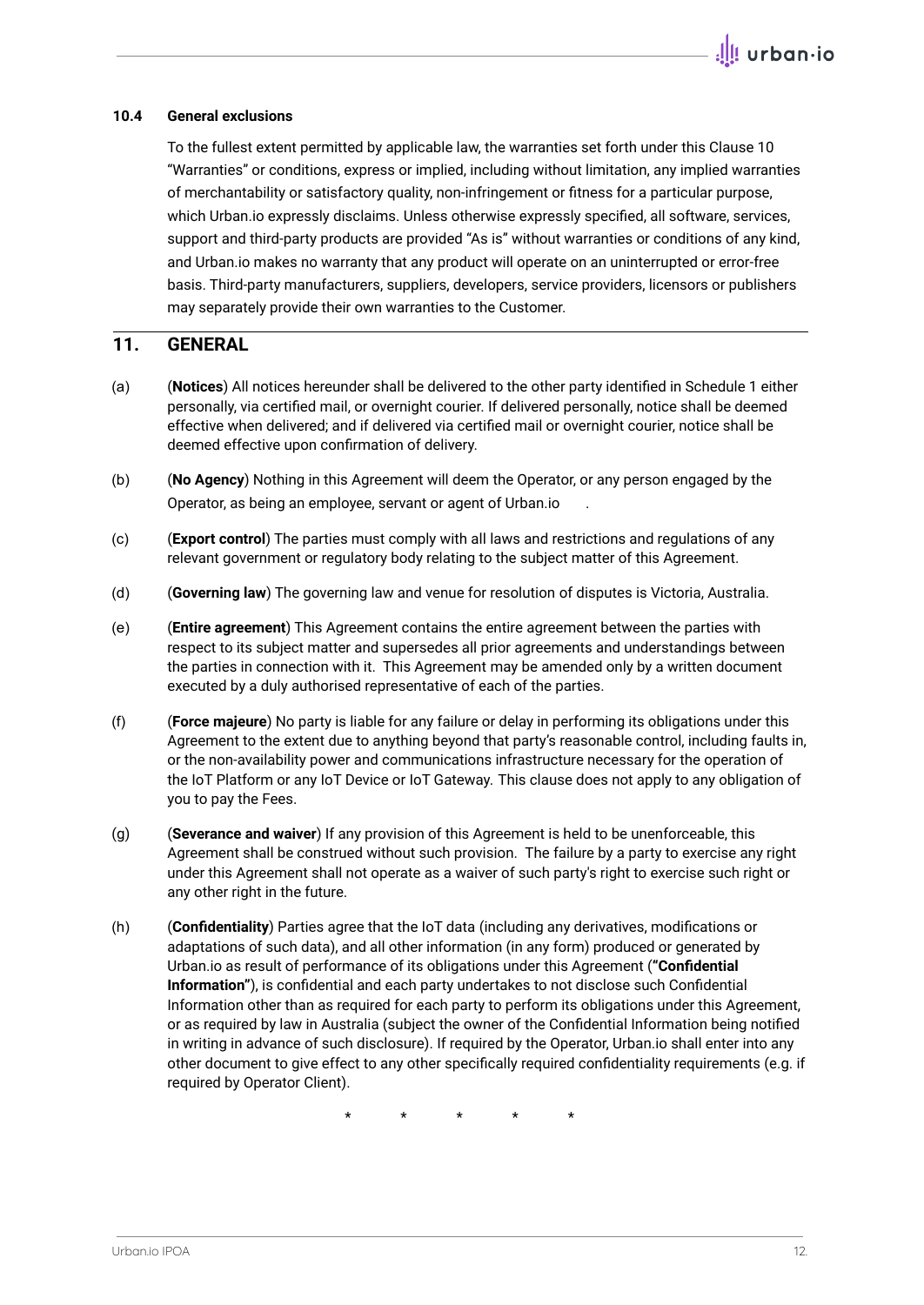### 10.4 General exclusions

To the fullest extent permitted by applicable law, the warranties set forth under this Clause 10 "Warranties" or conditions, express or implied, including without limitation, any implied warranties of merchantability or satisfactory quality, non-infringement or fitness for a particular purpose, which Urban.io expressly disclaims. Unless otherwise expressly specified, all software, services, support and third-party products are provided "As is" without warranties or conditions of any kind, and Urban.io makes no warranty that any product will operate on an uninterrupted or error-free basis. Third-party manufacturers, suppliers, developers, service providers, licensors or publishers may separately provide their own warranties to the Customer.

## 11. GENERAL

(a) (**Notices**) All notices hereunder shall be delivered to the other party identified in Schedule 1 either personally, via certified mail, or overnight courier. If delivered personally, notice shall be deemed effective when delivered; and if delivered via certified mail or overnight courier, notice shall be deemed effective upon confirmation of delivery.

(b) (**No Agency**) Nothing in this Agreement will deem the Operator, or any person engaged by the Operator, as being an employee, servant or agent of Urban.io .

(c) (**Export control**) The parties must comply with all laws and restrictions and regulations of any relevant government or regulatory body relating to the subject matter of this Agreement.

(d) (**Governing law**) The governing law and venue for resolution of disputes is Victoria, Australia.

(e) (**Entire agreement**) This Agreement contains the entire agreement between the parties with respect to its subject matter and supersedes all prior agreements and understandings between the parties in connection with it. This Agreement may be amended only by a written document executed by a duly authorised representative of each of the parties.

(f) (**Force majeure**) No party is liable for any failure or delay in performing its obligations under this Agreement to the extent due to anything beyond that party's reasonable control, including faults in, or the non-availability power and communications infrastructure necessary for the operation of the IoT Platform or any IoT Device or IoT Gateway. This clause does not apply to any obligation of you to pay the Fees.

(g) (**Severance and waiver**) If any provision of this Agreement is held to be unenforceable, this Agreement shall be construed without such provision. The failure by a party to exercise any right under this Agreement shall not operate as a waiver of such party's right to exercise such right or any other right in the future.

(h) (**Confidentiality**) Parties agree that the IoT data (including any derivatives, modifications or adaptations of such data), and all other information (in any form) produced or generated by Urban.io as result of performance of its obligations under this Agreement (**"Confidential Information"**), is confidential and each party undertakes to not disclose such Confidential Information other than as required for each party to perform its obligations under this Agreement, or as required by law in Australia (subject the owner of the Confidential Information being notified in writing in advance of such disclosure). If required by the Operator, Urban.io shall enter into any other document to give effect to any other specifically required confidentiality requirements (e.g. if required by Operator Client).

* * * * *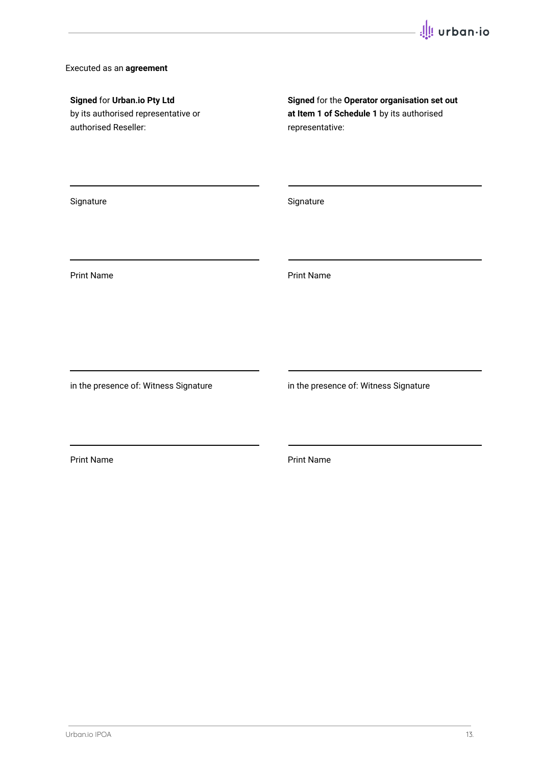Executed as an **agreement**

**Signed** for **Urban.io Pty Ltd** by its authorised representative or authorised Reseller:

\_\_\_\_\_\_\_\_\_\_\_\_\_\_\_\_\_\_\_\_\_\_\_\_\_\_\_\_\_\_

Signature

\_\_\_\_\_\_\_\_\_\_\_\_\_\_\_\_\_\_\_\_\_\_\_\_\_\_\_\_\_\_

Print Name

\_\_\_\_\_\_\_\_\_\_\_\_\_\_\_\_\_\_\_\_\_\_\_\_\_\_\_\_\_\_

in the presence of: Witness Signature

\_\_\_\_\_\_\_\_\_\_\_\_\_\_\_\_\_\_\_\_\_\_\_\_\_\_\_\_\_\_

Print Name

**Signed** for the **Operator organisation set out at Item 1 of Schedule 1** by its authorised representative:

\_\_\_\_\_\_\_\_\_\_\_\_\_\_\_\_\_\_\_\_\_\_\_\_\_\_\_\_\_\_

Signature

\_\_\_\_\_\_\_\_\_\_\_\_\_\_\_\_\_\_\_\_\_\_\_\_\_\_\_\_\_\_

Print Name

\_\_\_\_\_\_\_\_\_\_\_\_\_\_\_\_\_\_\_\_\_\_\_\_\_\_\_\_\_\_

in the presence of: Witness Signature

\_\_\_\_\_\_\_\_\_\_\_\_\_\_\_\_\_\_\_\_\_\_\_\_\_\_\_\_\_\_

Print Name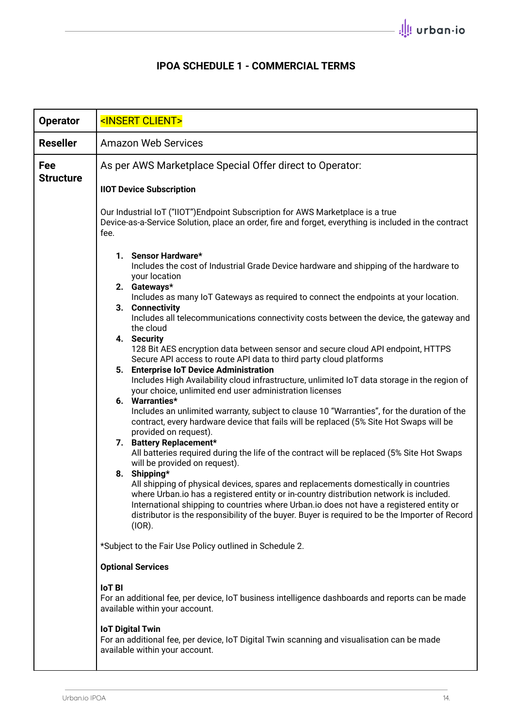# IPOA SCHEDULE 1 - COMMERCIAL TERMS

| | |
|---|---|
| **Operator** | <INSERT CLIENT> |
| **Reseller** | Amazon Web Services |
| **Fee Structure** | As per AWS Marketplace Special Offer direct to Operator:<br><br>**IIOT Device Subscription**<br><br>Our Industrial IoT ("IIOT")Endpoint Subscription for AWS Marketplace is a true Device-as-a-Service Solution, place an order, fire and forget, everything is included in the contract fee.<br><br>1. **Sensor Hardware***<br>Includes the cost of Industrial Grade Device hardware and shipping of the hardware to your location<br>2. **Gateways***<br>Includes as many IoT Gateways as required to connect the endpoints at your location.<br>3. **Connectivity**<br>Includes all telecommunications connectivity costs between the device, the gateway and the cloud<br>4. **Security**<br>128 Bit AES encryption data between sensor and secure cloud API endpoint, HTTPS Secure API access to route API data to third party cloud platforms<br>5. **Enterprise IoT Device Administration**<br>Includes High Availability cloud infrastructure, unlimited IoT data storage in the region of your choice, unlimited end user administration licenses<br>6. **Warranties***<br>Includes an unlimited warranty, subject to clause 10 "Warranties", for the duration of the contract, every hardware device that fails will be replaced (5% Site Hot Swaps will be provided on request).<br>7. **Battery Replacement***<br>All batteries required during the life of the contract will be replaced (5% Site Hot Swaps will be provided on request).<br>8. **Shipping***<br>All shipping of physical devices, spares and replacements domestically in countries where Urban.io has a registered entity or in-country distribution network is included. International shipping to countries where Urban.io does not have a registered entity or distributor is the responsibility of the buyer. Buyer is required to be the Importer of Record (IOR).<br><br>*Subject to the Fair Use Policy outlined in Schedule 2.<br><br>**Optional Services**<br><br>**IoT BI**<br>For an additional fee, per device, IoT business intelligence dashboards and reports can be made available within your account.<br><br>**IoT Digital Twin**<br>For an additional fee, per device, IoT Digital Twin scanning and visualisation can be made available within your account. |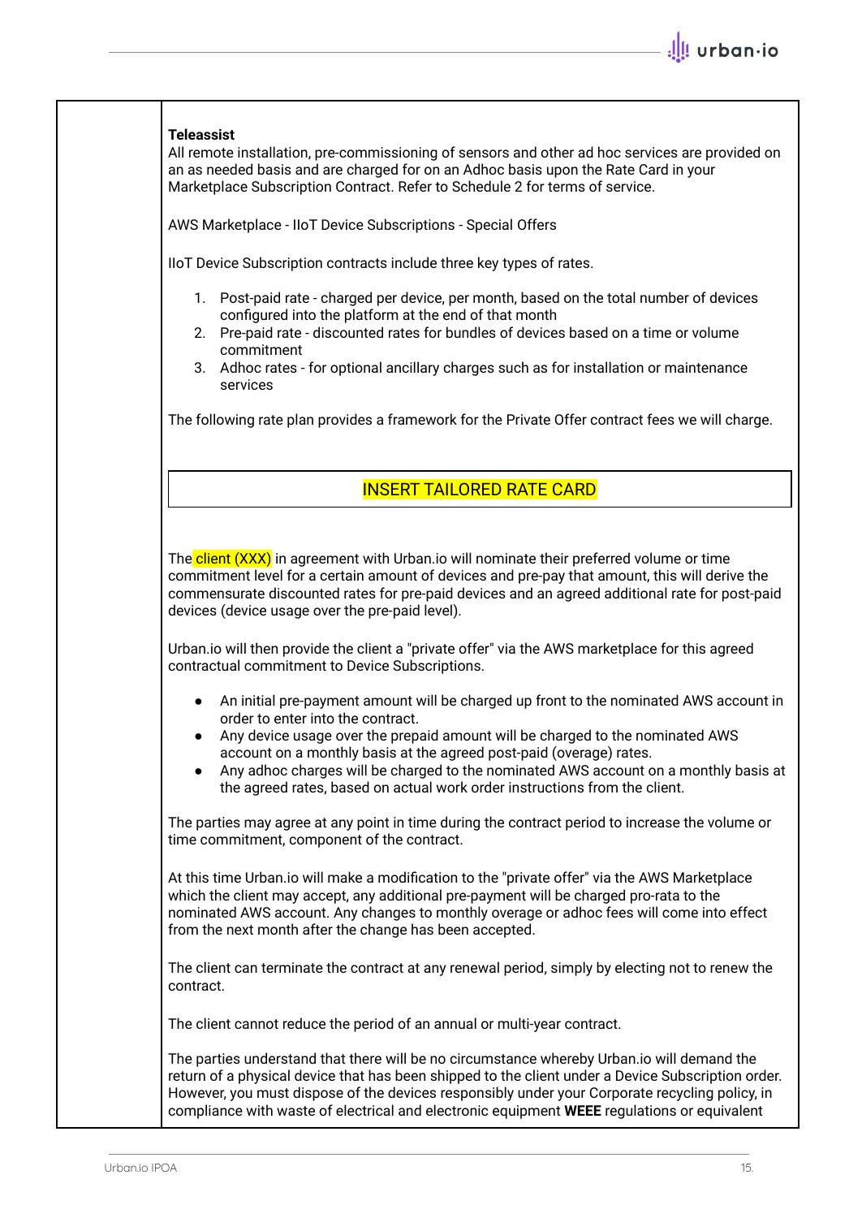**Teleassist**
All remote installation, pre-commissioning of sensors and other ad hoc services are provided on an as needed basis and are charged for on an Adhoc basis upon the Rate Card in your Marketplace Subscription Contract. Refer to Schedule 2 for terms of service.

AWS Marketplace - IIoT Device Subscriptions - Special Offers

IIoT Device Subscription contracts include three key types of rates.

1. Post-paid rate - charged per device, per month, based on the total number of devices configured into the platform at the end of that month
2. Pre-paid rate - discounted rates for bundles of devices based on a time or volume commitment
3. Adhoc rates - for optional ancillary charges such as for installation or maintenance services

The following rate plan provides a framework for the Private Offer contract fees we will charge.

| INSERT TAILORED RATE CARD |
|---|

The client (XXX) in agreement with Urban.io will nominate their preferred volume or time commitment level for a certain amount of devices and pre-pay that amount, this will derive the commensurate discounted rates for pre-paid devices and an agreed additional rate for post-paid devices (device usage over the pre-paid level).

Urban.io will then provide the client a "private offer" via the AWS marketplace for this agreed contractual commitment to Device Subscriptions.

- An initial pre-payment amount will be charged up front to the nominated AWS account in order to enter into the contract.
- Any device usage over the prepaid amount will be charged to the nominated AWS account on a monthly basis at the agreed post-paid (overage) rates.
- Any adhoc charges will be charged to the nominated AWS account on a monthly basis at the agreed rates, based on actual work order instructions from the client.

The parties may agree at any point in time during the contract period to increase the volume or time commitment, component of the contract.

At this time Urban.io will make a modification to the "private offer" via the AWS Marketplace which the client may accept, any additional pre-payment will be charged pro-rata to the nominated AWS account. Any changes to monthly overage or adhoc fees will come into effect from the next month after the change has been accepted.

The client can terminate the contract at any renewal period, simply by electing not to renew the contract.

The client cannot reduce the period of an annual or multi-year contract.

The parties understand that there will be no circumstance whereby Urban.io will demand the return of a physical device that has been shipped to the client under a Device Subscription order. However, you must dispose of the devices responsibly under your Corporate recycling policy, in compliance with waste of electrical and electronic equipment **WEEE** regulations or equivalent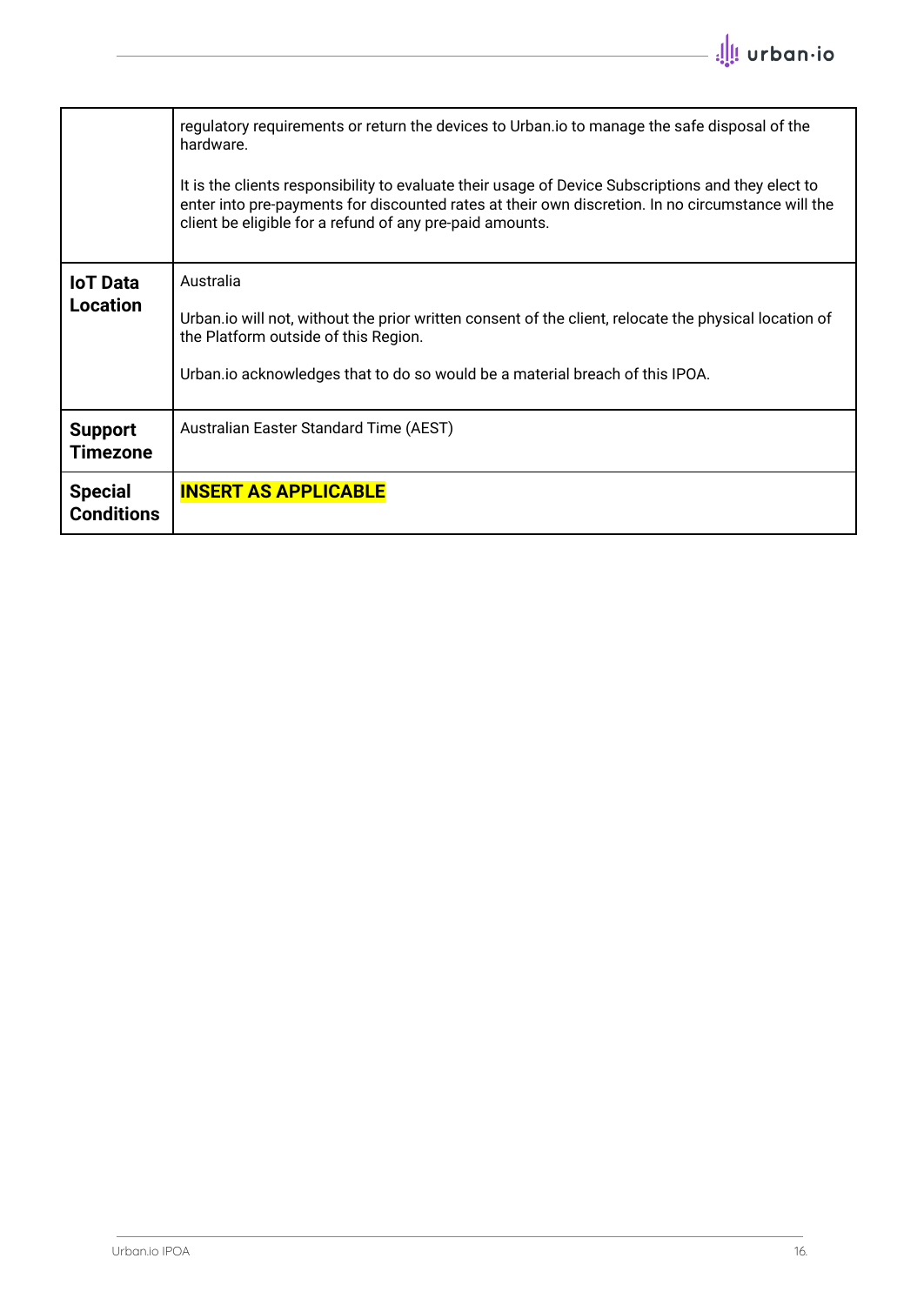| | |
|---|---|
| | regulatory requirements or return the devices to Urban.io to manage the safe disposal of the hardware.<br><br>It is the clients responsibility to evaluate their usage of Device Subscriptions and they elect to enter into pre-payments for discounted rates at their own discretion. In no circumstance will the client be eligible for a refund of any pre-paid amounts. |
| **IoT Data Location** | Australia<br><br>Urban.io will not, without the prior written consent of the client, relocate the physical location of the Platform outside of this Region.<br><br>Urban.io acknowledges that to do so would be a material breach of this IPOA. |
| **Support Timezone** | Australian Easter Standard Time (AEST) |
| **Special Conditions** | **INSERT AS APPLICABLE** |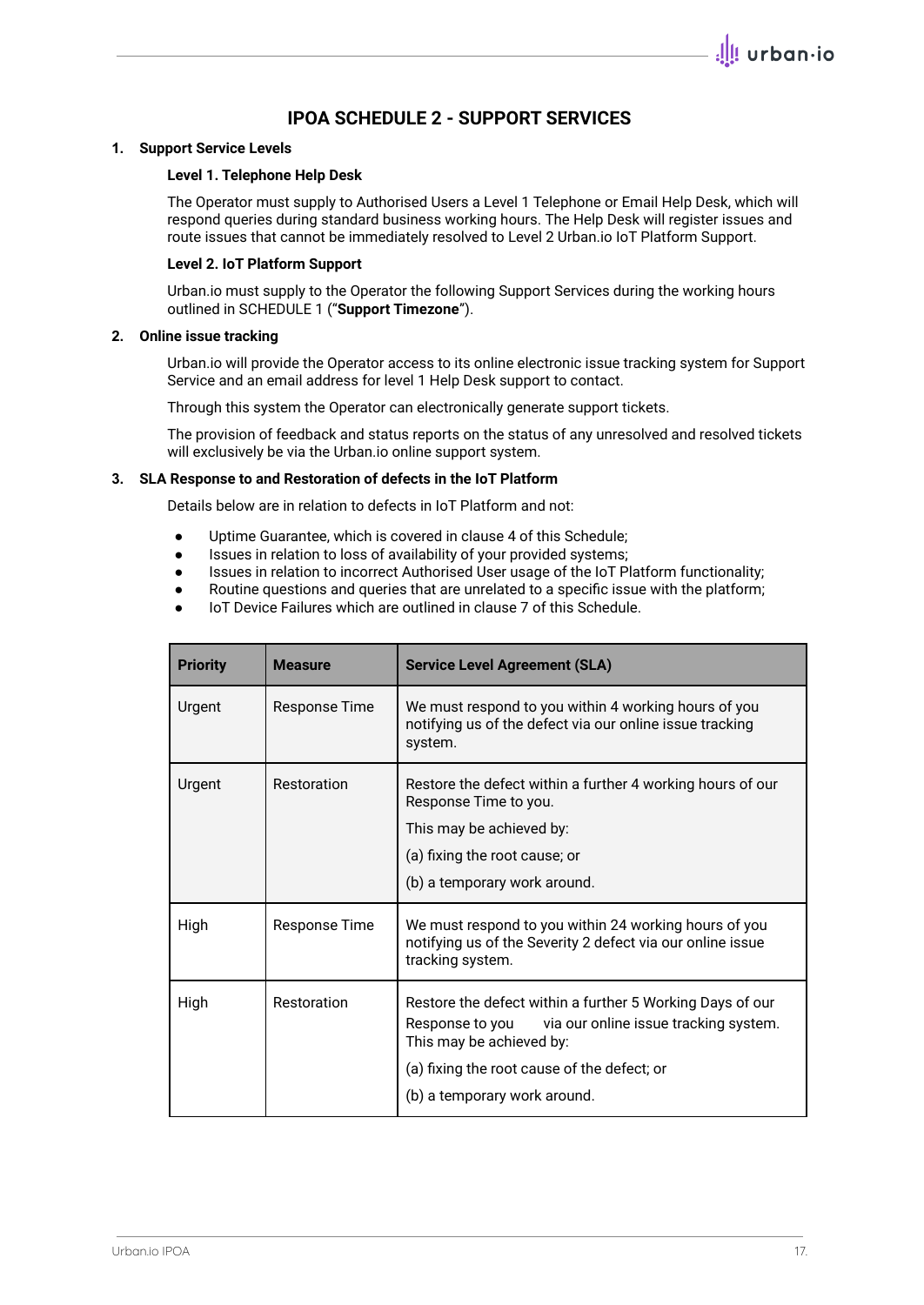# IPOA SCHEDULE 2 - SUPPORT SERVICES

**1. Support Service Levels**

**Level 1. Telephone Help Desk**

The Operator must supply to Authorised Users a Level 1 Telephone or Email Help Desk, which will respond queries during standard business working hours. The Help Desk will register issues and route issues that cannot be immediately resolved to Level 2 Urban.io IoT Platform Support.

**Level 2. IoT Platform Support**

Urban.io must supply to the Operator the following Support Services during the working hours outlined in SCHEDULE 1 ("**Support Timezone**").

**2. Online issue tracking**

Urban.io will provide the Operator access to its online electronic issue tracking system for Support Service and an email address for level 1 Help Desk support to contact.

Through this system the Operator can electronically generate support tickets.

The provision of feedback and status reports on the status of any unresolved and resolved tickets will exclusively be via the Urban.io online support system.

**3. SLA Response to and Restoration of defects in the IoT Platform**

Details below are in relation to defects in IoT Platform and not:

- Uptime Guarantee, which is covered in clause 4 of this Schedule;
- Issues in relation to loss of availability of your provided systems;
- Issues in relation to incorrect Authorised User usage of the IoT Platform functionality;
- Routine questions and queries that are unrelated to a specific issue with the platform;
- IoT Device Failures which are outlined in clause 7 of this Schedule.

| Priority | Measure | Service Level Agreement (SLA) |
|---|---|---|
| Urgent | Response Time | We must respond to you within 4 working hours of you notifying us of the defect via our online issue tracking system. |
| Urgent | Restoration | Restore the defect within a further 4 working hours of our Response Time to you.<br>This may be achieved by:<br>(a) fixing the root cause; or<br>(b) a temporary work around. |
| High | Response Time | We must respond to you within 24 working hours of you notifying us of the Severity 2 defect via our online issue tracking system. |
| High | Restoration | Restore the defect within a further 5 Working Days of our Response to you via our online issue tracking system. This may be achieved by:<br>(a) fixing the root cause of the defect; or<br>(b) a temporary work around. |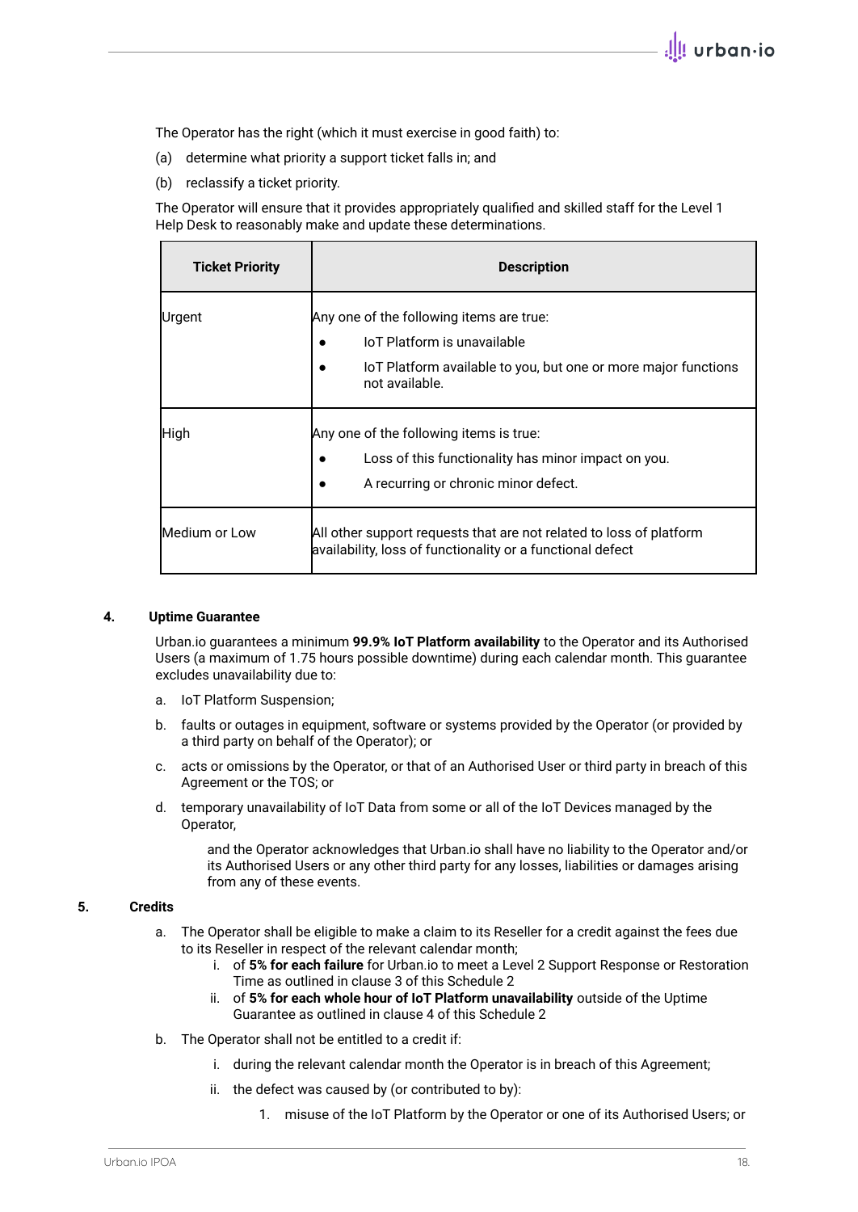The Operator has the right (which it must exercise in good faith) to:

(a) determine what priority a support ticket falls in; and

(b) reclassify a ticket priority.

The Operator will ensure that it provides appropriately qualified and skilled staff for the Level 1 Help Desk to reasonably make and update these determinations.

| Ticket Priority | Description |
|---|---|
| Urgent | Any one of the following items are true:<br>● IoT Platform is unavailable<br>● IoT Platform available to you, but one or more major functions not available. |
| High | Any one of the following items is true:<br>● Loss of this functionality has minor impact on you.<br>● A recurring or chronic minor defect. |
| Medium or Low | All other support requests that are not related to loss of platform availability, loss of functionality or a functional defect |

## 4. Uptime Guarantee

Urban.io guarantees a minimum **99.9% IoT Platform availability** to the Operator and its Authorised Users (a maximum of 1.75 hours possible downtime) during each calendar month. This guarantee excludes unavailability due to:

a. IoT Platform Suspension;

b. faults or outages in equipment, software or systems provided by the Operator (or provided by a third party on behalf of the Operator); or

c. acts or omissions by the Operator, or that of an Authorised User or third party in breach of this Agreement or the TOS; or

d. temporary unavailability of IoT Data from some or all of the IoT Devices managed by the Operator,

and the Operator acknowledges that Urban.io shall have no liability to the Operator and/or its Authorised Users or any other third party for any losses, liabilities or damages arising from any of these events.

## 5. Credits

a. The Operator shall be eligible to make a claim to its Reseller for a credit against the fees due to its Reseller in respect of the relevant calendar month;

   i. of **5% for each failure** for Urban.io to meet a Level 2 Support Response or Restoration Time as outlined in clause 3 of this Schedule 2

   ii. of **5% for each whole hour of IoT Platform unavailability** outside of the Uptime Guarantee as outlined in clause 4 of this Schedule 2

b. The Operator shall not be entitled to a credit if:

   i. during the relevant calendar month the Operator is in breach of this Agreement;

   ii. the defect was caused by (or contributed to by):

      1. misuse of the IoT Platform by the Operator or one of its Authorised Users; or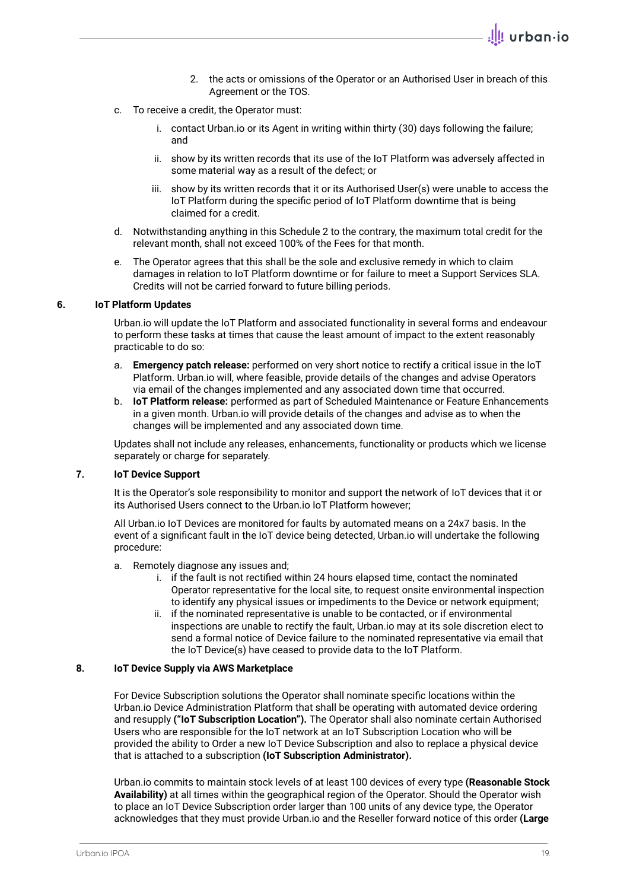2. the acts or omissions of the Operator or an Authorised User in breach of this Agreement or the TOS.

c. To receive a credit, the Operator must:

   i. contact Urban.io or its Agent in writing within thirty (30) days following the failure; and

   ii. show by its written records that its use of the IoT Platform was adversely affected in some material way as a result of the defect; or

   iii. show by its written records that it or its Authorised User(s) were unable to access the IoT Platform during the specific period of IoT Platform downtime that is being claimed for a credit.

d. Notwithstanding anything in this Schedule 2 to the contrary, the maximum total credit for the relevant month, shall not exceed 100% of the Fees for that month.

e. The Operator agrees that this shall be the sole and exclusive remedy in which to claim damages in relation to IoT Platform downtime or for failure to meet a Support Services SLA. Credits will not be carried forward to future billing periods.

**6. IoT Platform Updates**

Urban.io will update the IoT Platform and associated functionality in several forms and endeavour to perform these tasks at times that cause the least amount of impact to the extent reasonably practicable to do so:

a. **Emergency patch release:** performed on very short notice to rectify a critical issue in the IoT Platform. Urban.io will, where feasible, provide details of the changes and advise Operators via email of the changes implemented and any associated down time that occurred.

b. **IoT Platform release:** performed as part of Scheduled Maintenance or Feature Enhancements in a given month. Urban.io will provide details of the changes and advise as to when the changes will be implemented and any associated down time.

Updates shall not include any releases, enhancements, functionality or products which we license separately or charge for separately.

**7. IoT Device Support**

It is the Operator's sole responsibility to monitor and support the network of IoT devices that it or its Authorised Users connect to the Urban.io IoT Platform however;

All Urban.io IoT Devices are monitored for faults by automated means on a 24x7 basis. In the event of a significant fault in the IoT device being detected, Urban.io will undertake the following procedure:

a. Remotely diagnose any issues and;

   i. if the fault is not rectified within 24 hours elapsed time, contact the nominated Operator representative for the local site, to request onsite environmental inspection to identify any physical issues or impediments to the Device or network equipment;

   ii. if the nominated representative is unable to be contacted, or if environmental inspections are unable to rectify the fault, Urban.io may at its sole discretion elect to send a formal notice of Device failure to the nominated representative via email that the IoT Device(s) have ceased to provide data to the IoT Platform.

**8. IoT Device Supply via AWS Marketplace**

For Device Subscription solutions the Operator shall nominate specific locations within the Urban.io Device Administration Platform that shall be operating with automated device ordering and resupply **("IoT Subscription Location").** The Operator shall also nominate certain Authorised Users who are responsible for the IoT network at an IoT Subscription Location who will be provided the ability to Order a new IoT Device Subscription and also to replace a physical device that is attached to a subscription **(IoT Subscription Administrator).**

Urban.io commits to maintain stock levels of at least 100 devices of every type **(Reasonable Stock Availability)** at all times within the geographical region of the Operator. Should the Operator wish to place an IoT Device Subscription order larger than 100 units of any device type, the Operator acknowledges that they must provide Urban.io and the Reseller forward notice of this order **(Large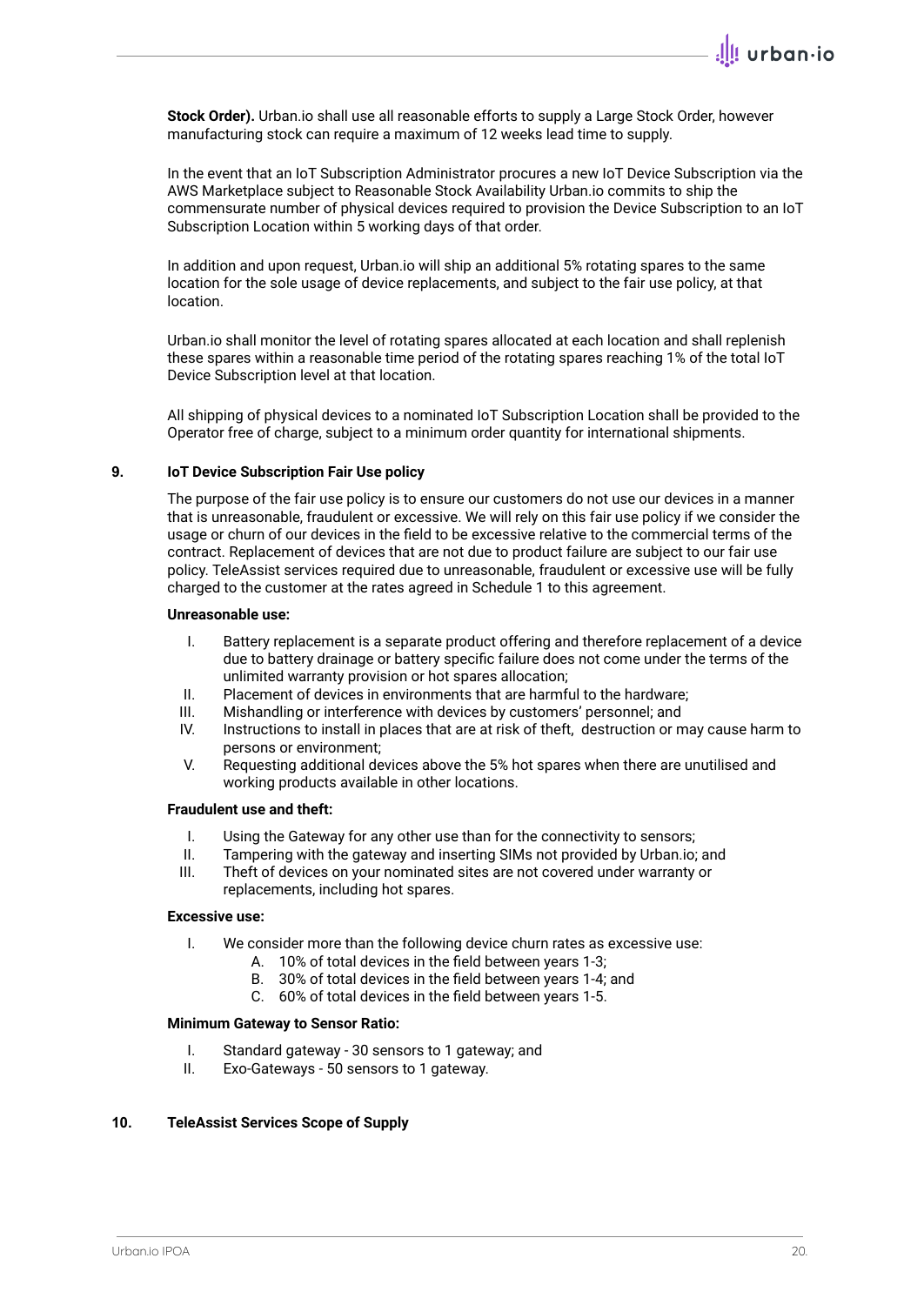**Stock Order).** Urban.io shall use all reasonable efforts to supply a Large Stock Order, however manufacturing stock can require a maximum of 12 weeks lead time to supply.

In the event that an IoT Subscription Administrator procures a new IoT Device Subscription via the AWS Marketplace subject to Reasonable Stock Availability Urban.io commits to ship the commensurate number of physical devices required to provision the Device Subscription to an IoT Subscription Location within 5 working days of that order.

In addition and upon request, Urban.io will ship an additional 5% rotating spares to the same location for the sole usage of device replacements, and subject to the fair use policy, at that location.

Urban.io shall monitor the level of rotating spares allocated at each location and shall replenish these spares within a reasonable time period of the rotating spares reaching 1% of the total IoT Device Subscription level at that location.

All shipping of physical devices to a nominated IoT Subscription Location shall be provided to the Operator free of charge, subject to a minimum order quantity for international shipments.

## 9. IoT Device Subscription Fair Use policy

The purpose of the fair use policy is to ensure our customers do not use our devices in a manner that is unreasonable, fraudulent or excessive. We will rely on this fair use policy if we consider the usage or churn of our devices in the field to be excessive relative to the commercial terms of the contract. Replacement of devices that are not due to product failure are subject to our fair use policy. TeleAssist services required due to unreasonable, fraudulent or excessive use will be fully charged to the customer at the rates agreed in Schedule 1 to this agreement.

**Unreasonable use:**

- I. Battery replacement is a separate product offering and therefore replacement of a device due to battery drainage or battery specific failure does not come under the terms of the unlimited warranty provision or hot spares allocation;
- II. Placement of devices in environments that are harmful to the hardware;
- III. Mishandling or interference with devices by customers' personnel; and
- IV. Instructions to install in places that are at risk of theft, destruction or may cause harm to persons or environment;
- V. Requesting additional devices above the 5% hot spares when there are unutilised and working products available in other locations.

**Fraudulent use and theft:**

- I. Using the Gateway for any other use than for the connectivity to sensors;
- II. Tampering with the gateway and inserting SIMs not provided by Urban.io; and
- III. Theft of devices on your nominated sites are not covered under warranty or replacements, including hot spares.

**Excessive use:**

- I. We consider more than the following device churn rates as excessive use:
  - A. 10% of total devices in the field between years 1-3;
  - B. 30% of total devices in the field between years 1-4; and
  - C. 60% of total devices in the field between years 1-5.

**Minimum Gateway to Sensor Ratio:**

- I. Standard gateway - 30 sensors to 1 gateway; and
- II. Exo-Gateways - 50 sensors to 1 gateway.

## 10. TeleAssist Services Scope of Supply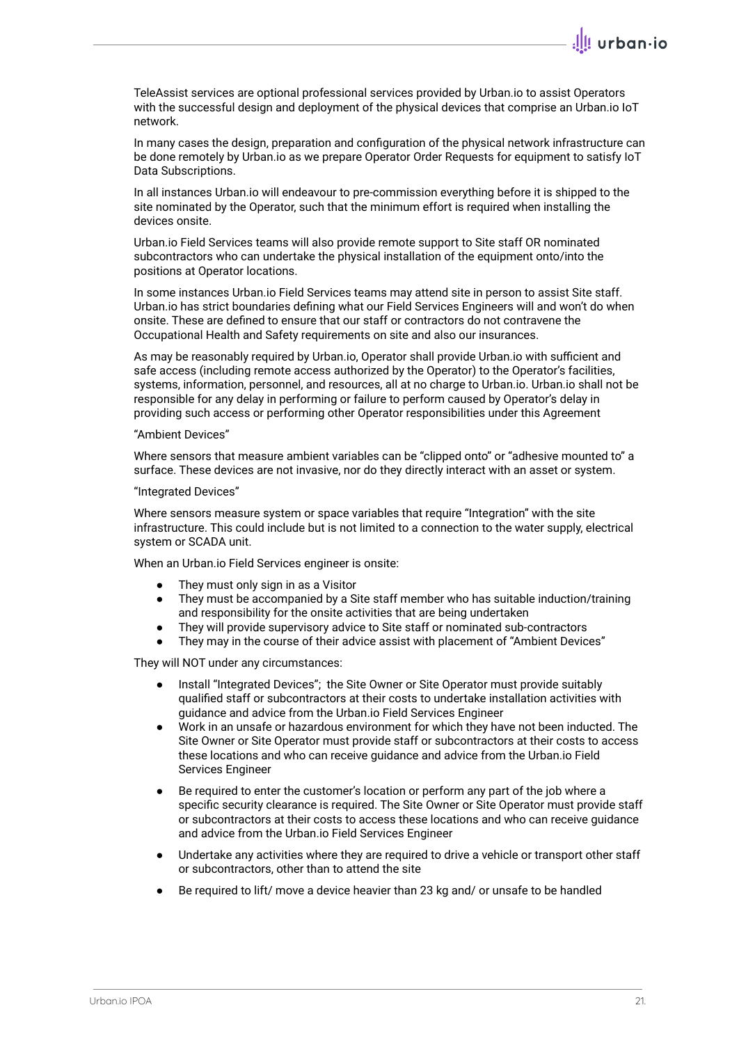TeleAssist services are optional professional services provided by Urban.io to assist Operators with the successful design and deployment of the physical devices that comprise an Urban.io IoT network.

In many cases the design, preparation and configuration of the physical network infrastructure can be done remotely by Urban.io as we prepare Operator Order Requests for equipment to satisfy IoT Data Subscriptions.

In all instances Urban.io will endeavour to pre-commission everything before it is shipped to the site nominated by the Operator, such that the minimum effort is required when installing the devices onsite.

Urban.io Field Services teams will also provide remote support to Site staff OR nominated subcontractors who can undertake the physical installation of the equipment onto/into the positions at Operator locations.

In some instances Urban.io Field Services teams may attend site in person to assist Site staff. Urban.io has strict boundaries defining what our Field Services Engineers will and won't do when onsite. These are defined to ensure that our staff or contractors do not contravene the Occupational Health and Safety requirements on site and also our insurances.

As may be reasonably required by Urban.io, Operator shall provide Urban.io with sufficient and safe access (including remote access authorized by the Operator) to the Operator's facilities, systems, information, personnel, and resources, all at no charge to Urban.io. Urban.io shall not be responsible for any delay in performing or failure to perform caused by Operator's delay in providing such access or performing other Operator responsibilities under this Agreement

"Ambient Devices"

Where sensors that measure ambient variables can be "clipped onto" or "adhesive mounted to" a surface. These devices are not invasive, nor do they directly interact with an asset or system.

"Integrated Devices"

Where sensors measure system or space variables that require "Integration" with the site infrastructure. This could include but is not limited to a connection to the water supply, electrical system or SCADA unit.

When an Urban.io Field Services engineer is onsite:

- They must only sign in as a Visitor
- They must be accompanied by a Site staff member who has suitable induction/training and responsibility for the onsite activities that are being undertaken
- They will provide supervisory advice to Site staff or nominated sub-contractors
- They may in the course of their advice assist with placement of "Ambient Devices"

They will NOT under any circumstances:

- Install "Integrated Devices"; the Site Owner or Site Operator must provide suitably qualified staff or subcontractors at their costs to undertake installation activities with guidance and advice from the Urban.io Field Services Engineer
- Work in an unsafe or hazardous environment for which they have not been inducted. The Site Owner or Site Operator must provide staff or subcontractors at their costs to access these locations and who can receive guidance and advice from the Urban.io Field Services Engineer
- Be required to enter the customer's location or perform any part of the job where a specific security clearance is required. The Site Owner or Site Operator must provide staff or subcontractors at their costs to access these locations and who can receive guidance and advice from the Urban.io Field Services Engineer
- Undertake any activities where they are required to drive a vehicle or transport other staff or subcontractors, other than to attend the site
- Be required to lift/ move a device heavier than 23 kg and/ or unsafe to be handled